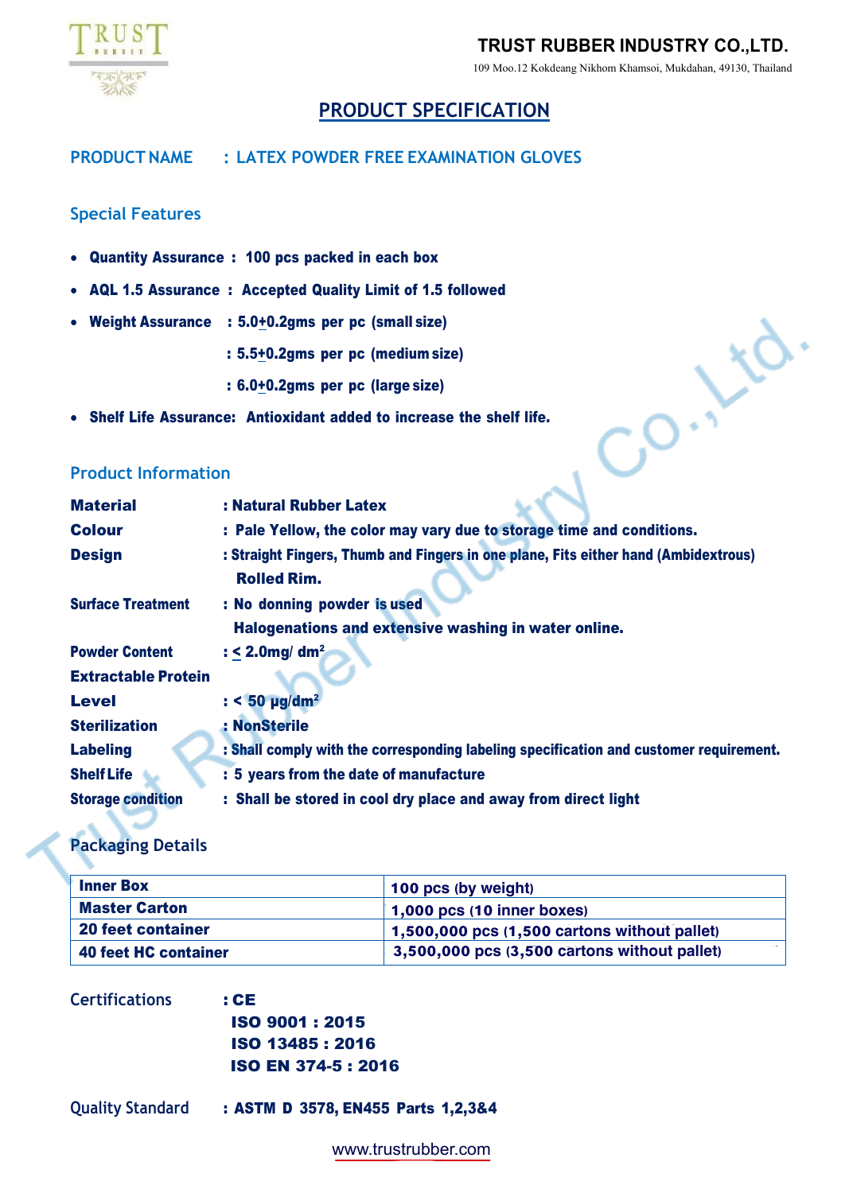**TRUST RUBBER INDUSTRY CO.,LTD.**

109 Moo.12 Kokdeang Nikhom Khamsoi, Mukdahan, 49130, Thailand

# PRODUCT SPECIFICATION

**PRODUCT NAME : LATEX POWDER FREE EXAMINATION GLOVES**

## Special Features

- **Quantity Assurance : 100 pcs packed in each box**
- **AQL 1.5 Assurance : Accepted Quality Limit of 1.5 followed**
- **Weight Assurance : 5.0±0.2gms per pc (small size)**
  **: 5.5±0.2gms per pc (medium size)**
  **: 6.0±0.2gms per pc (large size)**
- **Shelf Life Assurance: Antioxidant added to increase the shelf life.**

## Product Information

**Material** : **Natural Rubber Latex**

**Colour** : **Pale Yellow, the color may vary due to storage time and conditions.**

**Design** : **Straight Fingers, Thumb and Fingers in one plane, Fits either hand (Ambidextrous) Rolled Rim.**

**Surface Treatment** : **No donning powder is used**
**Halogenations and extensive washing in water online.**

**Powder Content** : **≤ 2.0mg/ dm²**

**Extractable Protein Level** : **< 50 µg/dm²**

**Sterilization** : **NonSterile**

**Labeling** : **Shall comply with the corresponding labeling specification and customer requirement.**

**Shelf Life** : **5 years from the date of manufacture**

**Storage condition** : **Shall be stored in cool dry place and away from direct light**

## Packaging Details

| | |
|---|---|
| **Inner Box** | **100 pcs (by weight)** |
| **Master Carton** | **1,000 pcs (10 inner boxes)** |
| **20 feet container** | **1,500,000 pcs (1,500 cartons without pallet)** |
| **40 feet HC container** | **3,500,000 pcs (3,500 cartons without pallet)** |

Certifications : **CE**
**ISO 9001 : 2015**
**ISO 13485 : 2016**
**ISO EN 374-5 : 2016**

Quality Standard : **ASTM D 3578, EN455 Parts 1,2,3&4**

www.trustrubber.com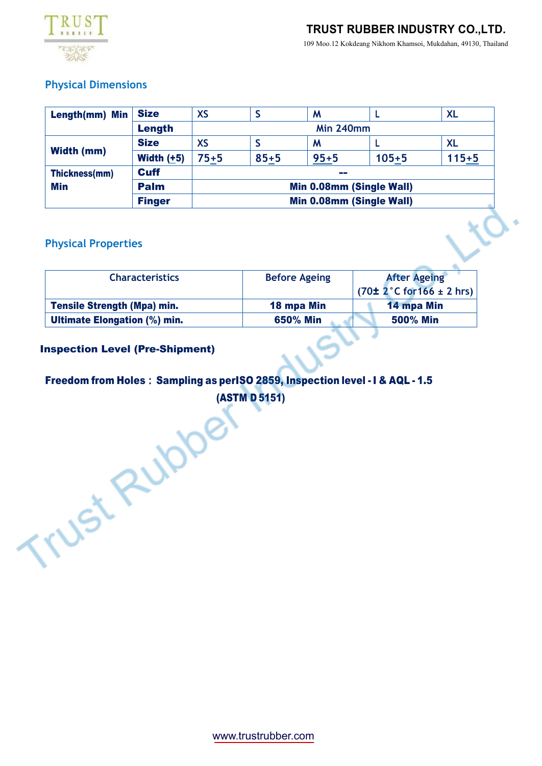## Physical Dimensions

| Length(mm) Min | Size | XS | S | M | L | XL |
|---|---|---|---|---|---|---|
| | Length | Min 240mm | | | | |
| Width (mm) | Size | XS | S | M | L | XL |
| | Width (±5) | 75±5 | 85±5 | 95±5 | 105±5 | 115±5 |
| Thickness(mm) Min | Cuff | -- | | | | |
| | Palm | Min 0.08mm (Single Wall) | | | | |
| | Finger | Min 0.08mm (Single Wall) | | | | |

## Physical Properties

| Characteristics | Before Ageing | After Ageing (70± 2°C for166 ± 2 hrs) |
|---|---|---|
| **Tensile Strength (Mpa) min.** | **18 mpa Min** | **14 mpa Min** |
| **Ultimate Elongation (%) min.** | **650% Min** | **500% Min** |

**Inspection Level (Pre-Shipment)**

**Freedom from Holes : Sampling as perISO 2859, Inspection level - I & AQL - 1.5 (ASTM D 5151)**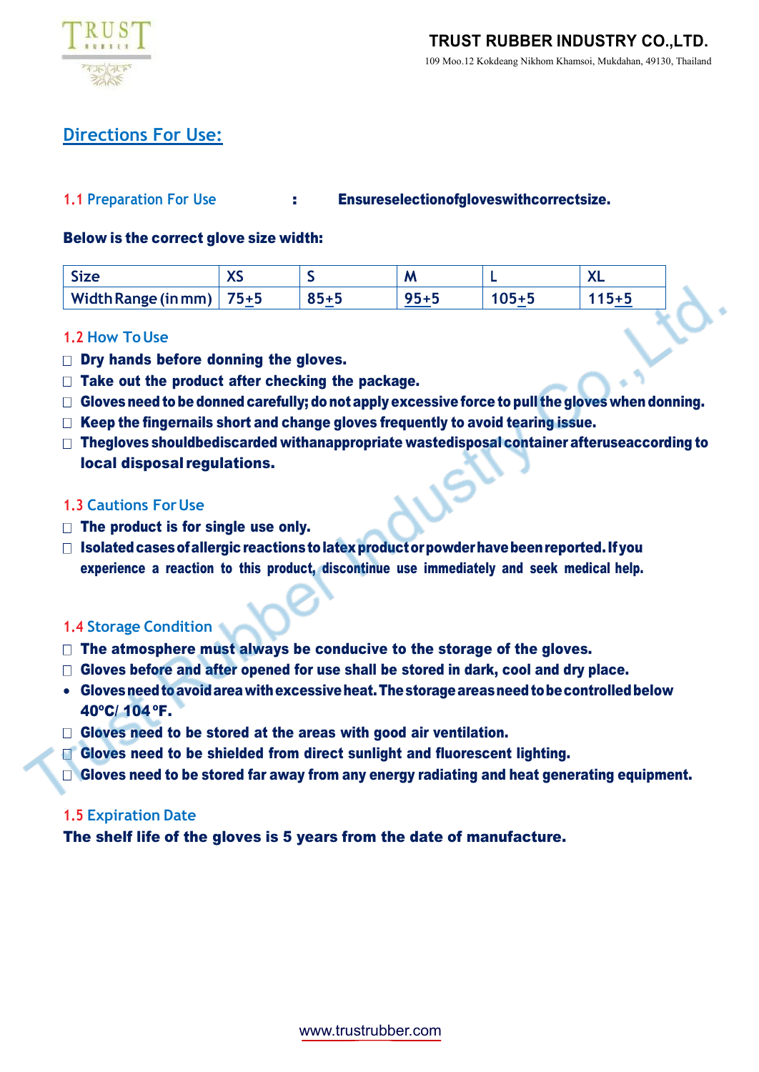## Directions For Use:

**1.1 Preparation For Use** : **Ensureselectionofgloveswithcorrectsize.**

**Below is the correct glove size width:**

| Size | XS | S | M | L | XL |
|---|---|---|---|---|---|
| Width Range (in mm) | 75±5 | 85±5 | 95±5 | 105±5 | 115±5 |

### 1.2 How To Use

- **Dry hands before donning the gloves.**
- **Take out the product after checking the package.**
- **Gloves need to be donned carefully; do not apply excessive force to pull the gloves when donning.**
- **Keep the fingernails short and change gloves frequently to avoid tearing issue.**
- **Thegloves shouldbediscarded withanappropriate wastedisposal container afteruseaccording to local disposal regulations.**

### 1.3 Cautions For Use

- **The product is for single use only.**
- **Isolated cases of allergic reactions to latex product or powder have been reported. If you experience a reaction to this product, discontinue use immediately and seek medical help.**

### 1.4 Storage Condition

- **The atmosphere must always be conducive to the storage of the gloves.**
- **Gloves before and after opened for use shall be stored in dark, cool and dry place.**
- **Gloves need to avoid area with excessive heat. The storage areas need to be controlled below 40°C/ 104°F.**
- **Gloves need to be stored at the areas with good air ventilation.**
- **Gloves need to be shielded from direct sunlight and fluorescent lighting.**
- **Gloves need to be stored far away from any energy radiating and heat generating equipment.**

### 1.5 Expiration Date

**The shelf life of the gloves is 5 years from the date of manufacture.**